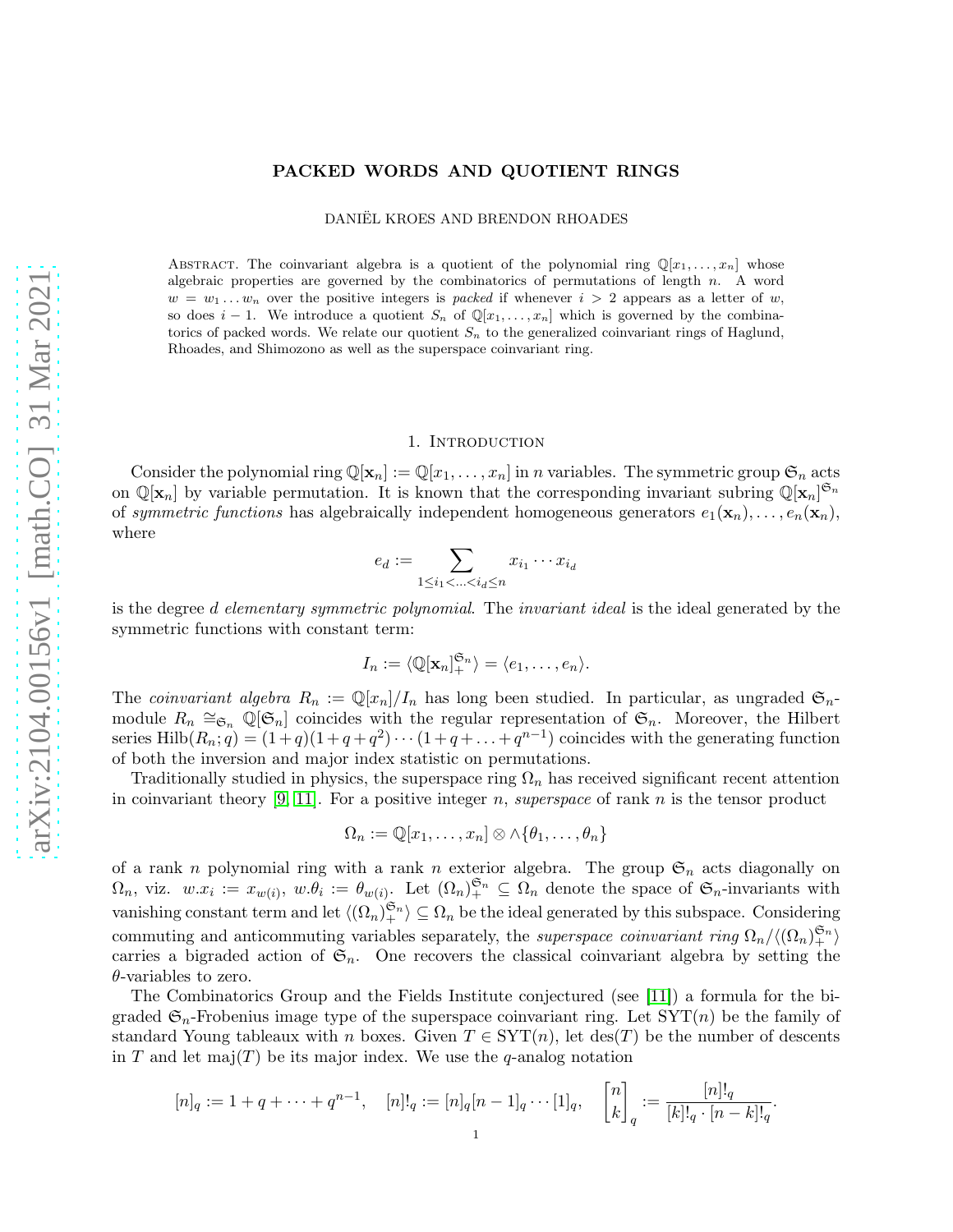# PACKED WORDS AND QUOTIENT RINGS

DANIËL KROES AND BRENDON RHOADES

Abstract. The coinvariant algebra is a quotient of the polynomial ring $\mathbb{Q}[x_1, \ldots, x_n]$ whose algebraic properties are governed by the combinatorics of permutations of length $n$. A word $w = w_1 \ldots w_n$ over the positive integers is *packed* if whenever $i > 2$ appears as a letter of $w$, so does $i - 1$. We introduce a quotient $S_n$ of $\mathbb{Q}[x_1, \ldots, x_n]$ which is governed by the combinatorics of packed words. We relate our quotient $S_n$ to the generalized coinvariant rings of Haglund, Rhoades, and Shimozono as well as the superspace coinvariant ring.

## 1. Introduction

Consider the polynomial ring $\mathbb{Q}[\mathbf{x}_n] := \mathbb{Q}[x_1, \ldots, x_n]$ in $n$ variables. The symmetric group $\mathfrak{S}_n$ acts on $\mathbb{Q}[\mathbf{x}_n]$ by variable permutation. It is known that the corresponding invariant subring $\mathbb{Q}[\mathbf{x}_n]^{\mathfrak{S}_n}$ of *symmetric functions* has algebraically independent homogeneous generators $e_1(\mathbf{x}_n), \ldots, e_n(\mathbf{x}_n)$, where

$$e_d := \sum_{1 \leq i_1 < \ldots < i_d \leq n} x_{i_1} \cdots x_{i_d}$$

is the degree $d$ *elementary symmetric polynomial*. The *invariant ideal* is the ideal generated by the symmetric functions with constant term:

$$I_n := \langle \mathbb{Q}[\mathbf{x}_n]^{\mathfrak{S}_n}_+ \rangle = \langle e_1, \ldots, e_n \rangle.$$

The *coinvariant algebra* $R_n := \mathbb{Q}[x_n]/I_n$ has long been studied. In particular, as ungraded $\mathfrak{S}_n$-module $R_n \cong_{\mathfrak{S}_n} \mathbb{Q}[\mathfrak{S}_n]$ coincides with the regular representation of $\mathfrak{S}_n$. Moreover, the Hilbert series $\mathrm{Hilb}(R_n; q) = (1+q)(1+q+q^2)\cdots(1+q+\ldots+q^{n-1})$ coincides with the generating function of both the inversion and major index statistic on permutations.

Traditionally studied in physics, the superspace ring $\Omega_n$ has received significant recent attention in coinvariant theory [9, 11]. For a positive integer $n$, *superspace* of rank $n$ is the tensor product

$$\Omega_n := \mathbb{Q}[x_1, \ldots, x_n] \otimes \wedge\{\theta_1, \ldots, \theta_n\}$$

of a rank $n$ polynomial ring with a rank $n$ exterior algebra. The group $\mathfrak{S}_n$ acts diagonally on $\Omega_n$, viz. $w.x_i := x_{w(i)}$, $w.\theta_i := \theta_{w(i)}$. Let $(\Omega_n)^{\mathfrak{S}_n}_+ \subseteq \Omega_n$ denote the space of $\mathfrak{S}_n$-invariants with vanishing constant term and let $\langle(\Omega_n)^{\mathfrak{S}_n}_+\rangle \subseteq \Omega_n$ be the ideal generated by this subspace. Considering commuting and anticommuting variables separately, the *superspace coinvariant ring* $\Omega_n/\langle(\Omega_n)^{\mathfrak{S}_n}_+\rangle$ carries a bigraded action of $\mathfrak{S}_n$. One recovers the classical coinvariant algebra by setting the $\theta$-variables to zero.

The Combinatorics Group and the Fields Institute conjectured (see [11]) a formula for the bigraded $\mathfrak{S}_n$-Frobenius image type of the superspace coinvariant ring. Let $\mathrm{SYT}(n)$ be the family of standard Young tableaux with $n$ boxes. Given $T \in \mathrm{SYT}(n)$, let $\mathrm{des}(T)$ be the number of descents in $T$ and let $\mathrm{maj}(T)$ be its major index. We use the $q$-analog notation

$$[n]_q := 1 + q + \cdots + q^{n-1}, \quad [n]!_q := [n]_q[n-1]_q \cdots [1]_q, \quad \begin{bmatrix} n \\ k \end{bmatrix}_q := \frac{[n]!_q}{[k]!_q \cdot [n-k]!_q}.$$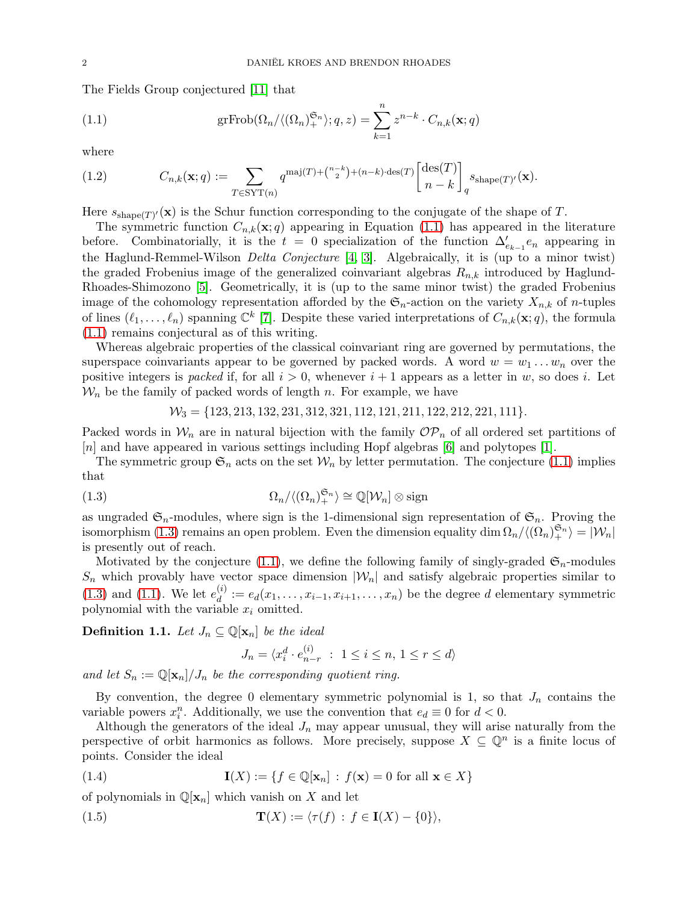The Fields Group conjectured [11] that

$$\mathrm{grFrob}(\Omega_n/\langle(\Omega_n)_+^{\mathfrak{S}_n}\rangle;q,z) = \sum_{k=1}^{n} z^{n-k}\cdot C_{n,k}(\mathbf{x};q) \tag{1.1}$$

where

$$C_{n,k}(\mathbf{x};q) := \sum_{T\in \mathrm{SYT}(n)} q^{\mathrm{maj}(T)+\binom{n-k}{2}+(n-k)\cdot \mathrm{des}(T)} {\mathrm{des}(T) \brack n-k}_q s_{\mathrm{shape}(T)'}(\mathbf{x}). \tag{1.2}$$

Here $s_{\mathrm{shape}(T)'}(\mathbf{x})$ is the Schur function corresponding to the conjugate of the shape of $T$.

The symmetric function $C_{n,k}(\mathbf{x};q)$ appearing in Equation (1.1) has appeared in the literature before. Combinatorially, it is the $t=0$ specialization of the function $\Delta'_{e_{k-1}}e_n$ appearing in the Haglund-Remmel-Wilson *Delta Conjecture* [4, 3]. Algebraically, it is (up to a minor twist) the graded Frobenius image of the generalized coinvariant algebras $R_{n,k}$ introduced by Haglund-Rhoades-Shimozono [5]. Geometrically, it is (up to the same minor twist) the graded Frobenius image of the cohomology representation afforded by the $\mathfrak{S}_n$-action on the variety $X_{n,k}$ of $n$-tuples of lines $(\ell_1,\ldots,\ell_n)$ spanning $\mathbb{C}^k$ [7]. Despite these varied interpretations of $C_{n,k}(\mathbf{x};q)$, the formula (1.1) remains conjectural as of this writing.

Whereas algebraic properties of the classical coinvariant ring are governed by permutations, the superspace coinvariants appear to be governed by packed words. A word $w=w_1\ldots w_n$ over the positive integers is *packed* if, for all $i>0$, whenever $i+1$ appears as a letter in $w$, so does $i$. Let $\mathcal{W}_n$ be the family of packed words of length $n$. For example, we have

$$\mathcal{W}_3 = \{123, 213, 132, 231, 312, 321, 112, 121, 211, 122, 212, 221, 111\}.$$

Packed words in $\mathcal{W}_n$ are in natural bijection with the family $\mathcal{OP}_n$ of all ordered set partitions of $[n]$ and have appeared in various settings including Hopf algebras [6] and polytopes [1].

The symmetric group $\mathfrak{S}_n$ acts on the set $\mathcal{W}_n$ by letter permutation. The conjecture (1.1) implies that

$$\Omega_n/\langle(\Omega_n)_+^{\mathfrak{S}_n}\rangle \cong \mathbb{Q}[\mathcal{W}_n]\otimes \mathrm{sign} \tag{1.3}$$

as ungraded $\mathfrak{S}_n$-modules, where sign is the 1-dimensional sign representation of $\mathfrak{S}_n$. Proving the isomorphism (1.3) remains an open problem. Even the dimension equality $\dim \Omega_n/\langle(\Omega_n)_+^{\mathfrak{S}_n}\rangle = |\mathcal{W}_n|$ is presently out of reach.

Motivated by the conjecture (1.1), we define the following family of singly-graded $\mathfrak{S}_n$-modules $S_n$ which provably have vector space dimension $|\mathcal{W}_n|$ and satisfy algebraic properties similar to (1.3) and (1.1). We let $e_d^{(i)} := e_d(x_1,\ldots,x_{i-1},x_{i+1},\ldots,x_n)$ be the degree $d$ elementary symmetric polynomial with the variable $x_i$ omitted.

**Definition 1.1.** *Let $J_n\subseteq \mathbb{Q}[\mathbf{x}_n]$ be the ideal*

$$J_n = \langle x_i^d \cdot e_{n-r}^{(i)} \;:\; 1\le i\le n,\ 1\le r\le d\rangle$$

*and let $S_n := \mathbb{Q}[\mathbf{x}_n]/J_n$ be the corresponding quotient ring.*

By convention, the degree 0 elementary symmetric polynomial is 1, so that $J_n$ contains the variable powers $x_i^n$. Additionally, we use the convention that $e_d \equiv 0$ for $d<0$.

Although the generators of the ideal $J_n$ may appear unusual, they will arise naturally from the perspective of orbit harmonics as follows. More precisely, suppose $X\subseteq \mathbb{Q}^n$ is a finite locus of points. Consider the ideal

$$\mathbf{I}(X) := \{f\in \mathbb{Q}[\mathbf{x}_n] \;:\; f(\mathbf{x})=0 \text{ for all } \mathbf{x}\in X\} \tag{1.4}$$

of polynomials in $\mathbb{Q}[\mathbf{x}_n]$ which vanish on $X$ and let

$$\mathbf{T}(X) := \langle \tau(f) \;:\; f\in \mathbf{I}(X)-\{0\}\rangle, \tag{1.5}$$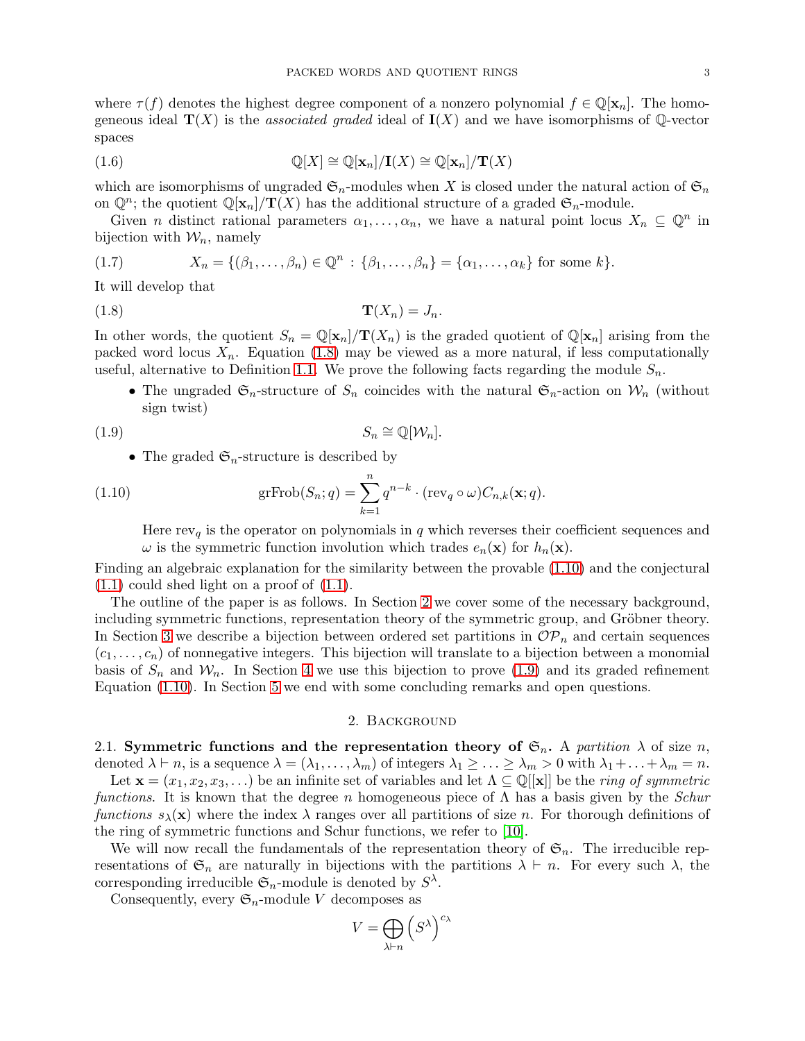where $\tau(f)$ denotes the highest degree component of a nonzero polynomial $f \in \mathbb{Q}[\mathbf{x}_n]$. The homogeneous ideal $\mathbf{T}(X)$ is the *associated graded* ideal of $\mathbf{I}(X)$ and we have isomorphisms of $\mathbb{Q}$-vector spaces

$$\mathbb{Q}[X] \cong \mathbb{Q}[\mathbf{x}_n]/\mathbf{I}(X) \cong \mathbb{Q}[\mathbf{x}_n]/\mathbf{T}(X) \tag{1.6}$$

which are isomorphisms of ungraded $\mathfrak{S}_n$-modules when $X$ is closed under the natural action of $\mathfrak{S}_n$ on $\mathbb{Q}^n$; the quotient $\mathbb{Q}[\mathbf{x}_n]/\mathbf{T}(X)$ has the additional structure of a graded $\mathfrak{S}_n$-module.

Given $n$ distinct rational parameters $\alpha_1, \ldots, \alpha_n$, we have a natural point locus $X_n \subseteq \mathbb{Q}^n$ in bijection with $\mathcal{W}_n$, namely

$$X_n = \{(\beta_1, \ldots, \beta_n) \in \mathbb{Q}^n : \{\beta_1, \ldots, \beta_n\} = \{\alpha_1, \ldots, \alpha_k\} \text{ for some } k\}. \tag{1.7}$$

It will develop that

$$\mathbf{T}(X_n) = J_n. \tag{1.8}$$

In other words, the quotient $S_n = \mathbb{Q}[\mathbf{x}_n]/\mathbf{T}(X_n)$ is the graded quotient of $\mathbb{Q}[\mathbf{x}_n]$ arising from the packed word locus $X_n$. Equation (1.8) may be viewed as a more natural, if less computationally useful, alternative to Definition 1.1. We prove the following facts regarding the module $S_n$.

- The ungraded $\mathfrak{S}_n$-structure of $S_n$ coincides with the natural $\mathfrak{S}_n$-action on $\mathcal{W}_n$ (without sign twist)

$$S_n \cong \mathbb{Q}[\mathcal{W}_n]. \tag{1.9}$$

- The graded $\mathfrak{S}_n$-structure is described by

$$\mathrm{grFrob}(S_n; q) = \sum_{k=1}^{n} q^{n-k} \cdot (\mathrm{rev}_q \circ \omega) C_{n,k}(\mathbf{x}; q). \tag{1.10}$$

  Here $\mathrm{rev}_q$ is the operator on polynomials in $q$ which reverses their coefficient sequences and $\omega$ is the symmetric function involution which trades $e_n(\mathbf{x})$ for $h_n(\mathbf{x})$.

Finding an algebraic explanation for the similarity between the provable (1.10) and the conjectural (1.1) could shed light on a proof of (1.1).

The outline of the paper is as follows. In Section 2 we cover some of the necessary background, including symmetric functions, representation theory of the symmetric group, and Gröbner theory. In Section 3 we describe a bijection between ordered set partitions in $\mathcal{OP}_n$ and certain sequences $(c_1, \ldots, c_n)$ of nonnegative integers. This bijection will translate to a bijection between a monomial basis of $S_n$ and $\mathcal{W}_n$. In Section 4 we use this bijection to prove (1.9) and its graded refinement Equation (1.10). In Section 5 we end with some concluding remarks and open questions.

## 2. Background

**2.1. Symmetric functions and the representation theory of $\mathfrak{S}_n$.** A *partition* $\lambda$ of size $n$, denoted $\lambda \vdash n$, is a sequence $\lambda = (\lambda_1, \ldots, \lambda_m)$ of integers $\lambda_1 \geq \ldots \geq \lambda_m > 0$ with $\lambda_1 + \ldots + \lambda_m = n$.

Let $\mathbf{x} = (x_1, x_2, x_3, \ldots)$ be an infinite set of variables and let $\Lambda \subseteq \mathbb{Q}[[\mathbf{x}]]$ be the *ring of symmetric functions*. It is known that the degree $n$ homogeneous piece of $\Lambda$ has a basis given by the *Schur functions* $s_\lambda(\mathbf{x})$ where the index $\lambda$ ranges over all partitions of size $n$. For thorough definitions of the ring of symmetric functions and Schur functions, we refer to [10].

We will now recall the fundamentals of the representation theory of $\mathfrak{S}_n$. The irreducible representations of $\mathfrak{S}_n$ are naturally in bijections with the partitions $\lambda \vdash n$. For every such $\lambda$, the corresponding irreducible $\mathfrak{S}_n$-module is denoted by $S^\lambda$.

Consequently, every $\mathfrak{S}_n$-module $V$ decomposes as

$$V = \bigoplus_{\lambda \vdash n} \left(S^\lambda\right)^{c_\lambda}$$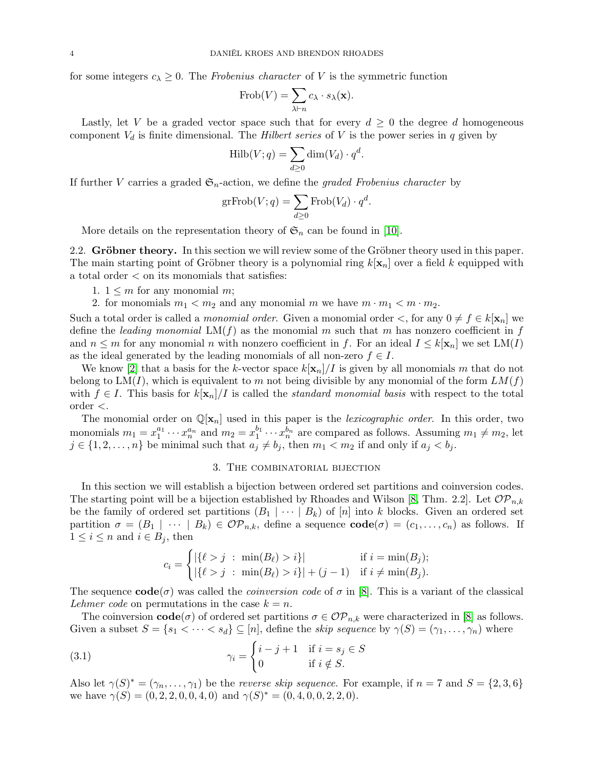for some integers $c_\lambda \geq 0$. The *Frobenius character* of $V$ is the symmetric function

$$\mathrm{Frob}(V) = \sum_{\lambda \vdash n} c_\lambda \cdot s_\lambda(\mathbf{x}).$$

Lastly, let $V$ be a graded vector space such that for every $d \geq 0$ the degree $d$ homogeneous component $V_d$ is finite dimensional. The *Hilbert series* of $V$ is the power series in $q$ given by

$$\mathrm{Hilb}(V; q) = \sum_{d \geq 0} \dim(V_d) \cdot q^d.$$

If further $V$ carries a graded $\mathfrak{S}_n$-action, we define the *graded Frobenius character* by

$$\mathrm{grFrob}(V; q) = \sum_{d \geq 0} \mathrm{Frob}(V_d) \cdot q^d.$$

More details on the representation theory of $\mathfrak{S}_n$ can be found in [10].

## 2.2. Gröbner theory.

In this section we will review some of the Gröbner theory used in this paper. The main starting point of Gröbner theory is a polynomial ring $k[\mathbf{x}_n]$ over a field $k$ equipped with a total order $<$ on its monomials that satisfies:

1. $1 \leq m$ for any monomial $m$;
2. for monomials $m_1 < m_2$ and any monomial $m$ we have $m \cdot m_1 < m \cdot m_2$.

Such a total order is called a *monomial order*. Given a monomial order $<$, for any $0 \neq f \in k[\mathbf{x}_n]$ we define the *leading monomial* $\mathrm{LM}(f)$ as the monomial $m$ such that $m$ has nonzero coefficient in $f$ and $n \leq m$ for any monomial $n$ with nonzero coefficient in $f$. For an ideal $I \leq k[\mathbf{x}_n]$ we set $\mathrm{LM}(I)$ as the ideal generated by the leading monomials of all non-zero $f \in I$.

We know [2] that a basis for the $k$-vector space $k[\mathbf{x}_n]/I$ is given by all monomials $m$ that do not belong to $\mathrm{LM}(I)$, which is equivalent to $m$ not being divisible by any monomial of the form $LM(f)$ with $f \in I$. This basis for $k[\mathbf{x}_n]/I$ is called the *standard monomial basis* with respect to the total order $<$.

The monomial order on $\mathbb{Q}[\mathbf{x}_n]$ used in this paper is the *lexicographic order*. In this order, two monomials $m_1 = x_1^{a_1} \cdots x_n^{a_n}$ and $m_2 = x_1^{b_1} \cdots x_n^{b_n}$ are compared as follows. Assuming $m_1 \neq m_2$, let $j \in \{1, 2, \ldots, n\}$ be minimal such that $a_j \neq b_j$, then $m_1 < m_2$ if and only if $a_j < b_j$.

# 3. The combinatorial bijection

In this section we will establish a bijection between ordered set partitions and coinversion codes. The starting point will be a bijection established by Rhoades and Wilson [8, Thm. 2.2]. Let $\mathcal{OP}_{n,k}$ be the family of ordered set partitions $(B_1 \mid \cdots \mid B_k)$ of $[n]$ into $k$ blocks. Given an ordered set partition $\sigma = (B_1 \mid \cdots \mid B_k) \in \mathcal{OP}_{n,k}$, define a sequence $\mathbf{code}(\sigma) = (c_1, \ldots, c_n)$ as follows. If $1 \leq i \leq n$ and $i \in B_j$, then

$$c_i = \begin{cases} |\{\ell > j \,:\, \min(B_\ell) > i\}| & \text{if } i = \min(B_j); \\ |\{\ell > j \,:\, \min(B_\ell) > i\}| + (j-1) & \text{if } i \neq \min(B_j). \end{cases}$$

The sequence $\mathbf{code}(\sigma)$ was called the *coinversion code* of $\sigma$ in [8]. This is a variant of the classical *Lehmer code* on permutations in the case $k = n$.

The coinversion $\mathbf{code}(\sigma)$ of ordered set partitions $\sigma \in \mathcal{OP}_{n,k}$ were characterized in [8] as follows. Given a subset $S = \{s_1 < \cdots < s_d\} \subseteq [n]$, define the *skip sequence* by $\gamma(S) = (\gamma_1, \ldots, \gamma_n)$ where

$$\gamma_i = \begin{cases} i - j + 1 & \text{if } i = s_j \in S \\ 0 & \text{if } i \notin S. \end{cases} \tag{3.1}$$

Also let $\gamma(S)^* = (\gamma_n, \ldots, \gamma_1)$ be the *reverse skip sequence*. For example, if $n = 7$ and $S = \{2, 3, 6\}$ we have $\gamma(S) = (0, 2, 2, 0, 0, 4, 0)$ and $\gamma(S)^* = (0, 4, 0, 0, 2, 2, 0)$.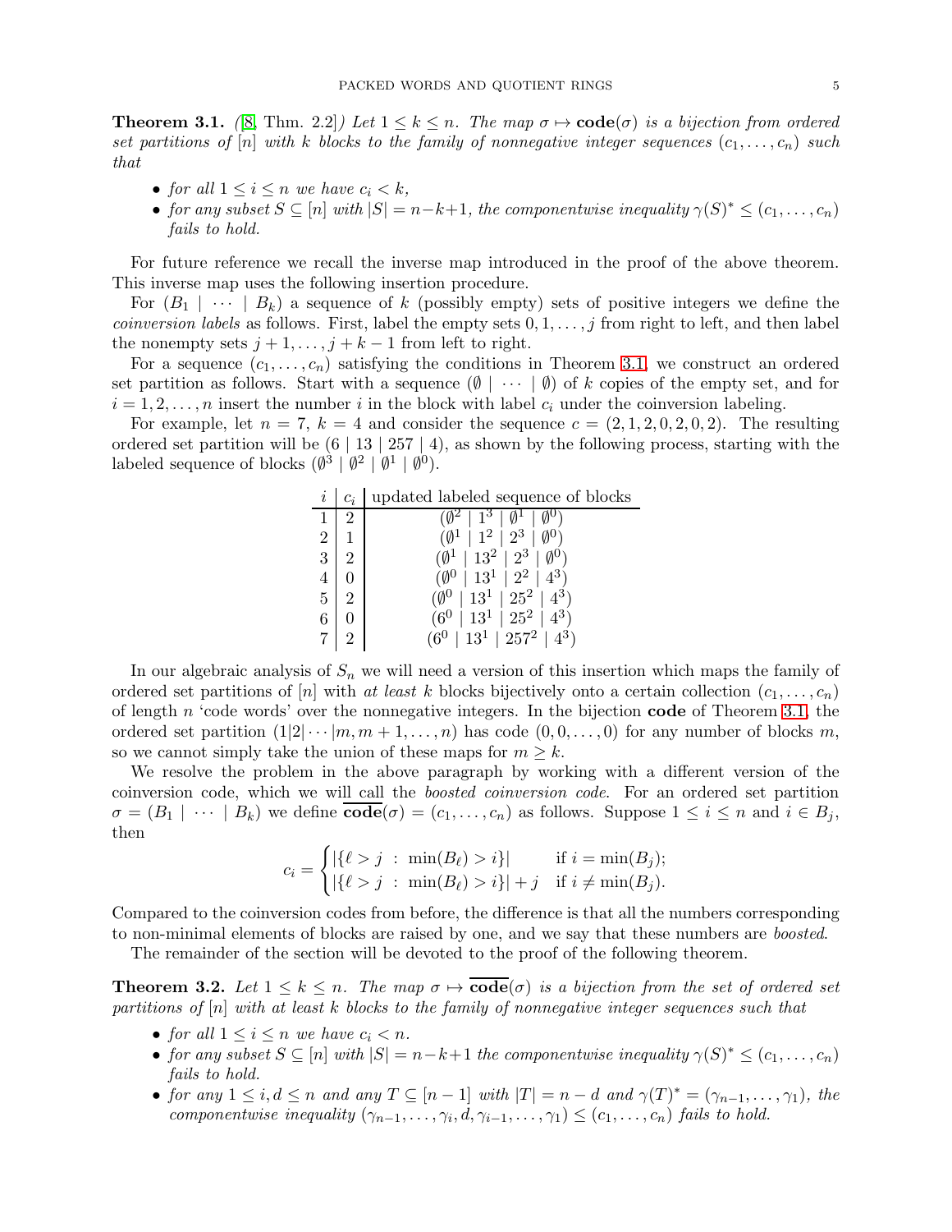**Theorem 3.1.** *([8, Thm. 2.2]) Let $1 \leq k \leq n$. The map $\sigma \mapsto \mathbf{code}(\sigma)$ is a bijection from ordered set partitions of $[n]$ with $k$ blocks to the family of nonnegative integer sequences $(c_1, \dots, c_n)$ such that*

- *for all $1 \leq i \leq n$ we have $c_i < k$,*
- *for any subset $S \subseteq [n]$ with $|S| = n-k+1$, the componentwise inequality $\gamma(S)^* \leq (c_1, \dots, c_n)$ fails to hold.*

For future reference we recall the inverse map introduced in the proof of the above theorem. This inverse map uses the following insertion procedure.

For $(B_1 \mid \cdots \mid B_k)$ a sequence of $k$ (possibly empty) sets of positive integers we define the *coinversion labels* as follows. First, label the empty sets $0, 1, \dots, j$ from right to left, and then label the nonempty sets $j+1, \dots, j+k-1$ from left to right.

For a sequence $(c_1, \dots, c_n)$ satisfying the conditions in Theorem 3.1, we construct an ordered set partition as follows. Start with a sequence $(\emptyset \mid \cdots \mid \emptyset)$ of $k$ copies of the empty set, and for $i = 1, 2, \dots, n$ insert the number $i$ in the block with label $c_i$ under the coinversion labeling.

For example, let $n = 7$, $k = 4$ and consider the sequence $c = (2, 1, 2, 0, 2, 0, 2)$. The resulting ordered set partition will be $(6 \mid 13 \mid 257 \mid 4)$, as shown by the following process, starting with the labeled sequence of blocks $(\emptyset^3 \mid \emptyset^2 \mid \emptyset^1 \mid \emptyset^0)$.

| $i$ | $c_i$ | updated labeled sequence of blocks |
|---|---|---|
| 1 | 2 | $(\emptyset^2 \mid 1^3 \mid \emptyset^1 \mid \emptyset^0)$ |
| 2 | 1 | $(\emptyset^1 \mid 1^2 \mid 2^3 \mid \emptyset^0)$ |
| 3 | 2 | $(\emptyset^1 \mid 13^2 \mid 2^3 \mid \emptyset^0)$ |
| 4 | 0 | $(\emptyset^0 \mid 13^1 \mid 2^2 \mid 4^3)$ |
| 5 | 2 | $(\emptyset^0 \mid 13^1 \mid 25^2 \mid 4^3)$ |
| 6 | 0 | $(6^0 \mid 13^1 \mid 25^2 \mid 4^3)$ |
| 7 | 2 | $(6^0 \mid 13^1 \mid 257^2 \mid 4^3)$ |

In our algebraic analysis of $S_n$ we will need a version of this insertion which maps the family of ordered set partitions of $[n]$ with *at least* $k$ blocks bijectively onto a certain collection $(c_1, \dots, c_n)$ of length $n$ 'code words' over the nonnegative integers. In the bijection $\mathbf{code}$ of Theorem 3.1, the ordered set partition $(1|2|\cdots|m, m+1, \dots, n)$ has code $(0, 0, \dots, 0)$ for any number of blocks $m$, so we cannot simply take the union of these maps for $m \geq k$.

We resolve the problem in the above paragraph by working with a different version of the coinversion code, which we will call the *boosted coinversion code*. For an ordered set partition $\sigma = (B_1 \mid \cdots \mid B_k)$ we define $\overline{\mathbf{code}}(\sigma) = (c_1, \dots, c_n)$ as follows. Suppose $1 \leq i \leq n$ and $i \in B_j$, then

$$c_i = \begin{cases} |\{\ell > j \ : \ \min(B_\ell) > i\}| & \text{if } i = \min(B_j); \\ |\{\ell > j \ : \ \min(B_\ell) > i\}| + j & \text{if } i \neq \min(B_j). \end{cases}$$

Compared to the coinversion codes from before, the difference is that all the numbers corresponding to non-minimal elements of blocks are raised by one, and we say that these numbers are *boosted*.

The remainder of the section will be devoted to the proof of the following theorem.

**Theorem 3.2.** *Let $1 \leq k \leq n$. The map $\sigma \mapsto \overline{\mathbf{code}}(\sigma)$ is a bijection from the set of ordered set partitions of $[n]$ with at least $k$ blocks to the family of nonnegative integer sequences such that*

- *for all $1 \leq i \leq n$ we have $c_i < n$.*
- *for any subset $S \subseteq [n]$ with $|S| = n-k+1$ the componentwise inequality $\gamma(S)^* \leq (c_1, \dots, c_n)$ fails to hold.*
- *for any $1 \leq i, d \leq n$ and any $T \subseteq [n-1]$ with $|T| = n-d$ and $\gamma(T)^* = (\gamma_{n-1}, \dots, \gamma_1)$, the componentwise inequality $(\gamma_{n-1}, \dots, \gamma_i, d, \gamma_{i-1}, \dots, \gamma_1) \leq (c_1, \dots, c_n)$ fails to hold.*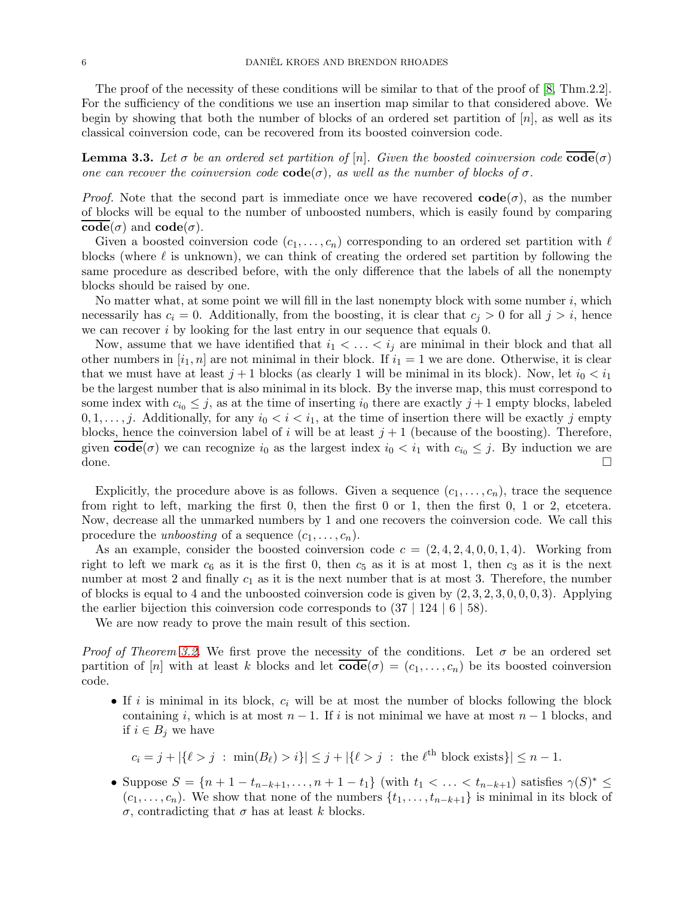The proof of the necessity of these conditions will be similar to that of the proof of [8, Thm.2.2]. For the sufficiency of the conditions we use an insertion map similar to that considered above. We begin by showing that both the number of blocks of an ordered set partition of $[n]$, as well as its classical coinversion code, can be recovered from its boosted coinversion code.

**Lemma 3.3.** *Let $\sigma$ be an ordered set partition of $[n]$. Given the boosted coinversion code $\overline{\mathbf{code}}(\sigma)$ one can recover the coinversion code $\mathbf{code}(\sigma)$, as well as the number of blocks of $\sigma$.*

*Proof.* Note that the second part is immediate once we have recovered $\mathbf{code}(\sigma)$, as the number of blocks will be equal to the number of unboosted numbers, which is easily found by comparing $\overline{\mathbf{code}}(\sigma)$ and $\mathbf{code}(\sigma)$.

Given a boosted coinversion code $(c_1, \ldots, c_n)$ corresponding to an ordered set partition with $\ell$ blocks (where $\ell$ is unknown), we can think of creating the ordered set partition by following the same procedure as described before, with the only difference that the labels of all the nonempty blocks should be raised by one.

No matter what, at some point we will fill in the last nonempty block with some number $i$, which necessarily has $c_i = 0$. Additionally, from the boosting, it is clear that $c_j > 0$ for all $j > i$, hence we can recover $i$ by looking for the last entry in our sequence that equals 0.

Now, assume that we have identified that $i_1 < \ldots < i_j$ are minimal in their block and that all other numbers in $[i_1, n]$ are not minimal in their block. If $i_1 = 1$ we are done. Otherwise, it is clear that we must have at least $j+1$ blocks (as clearly 1 will be minimal in its block). Now, let $i_0 < i_1$ be the largest number that is also minimal in its block. By the inverse map, this must correspond to some index with $c_{i_0} \leq j$, as at the time of inserting $i_0$ there are exactly $j+1$ empty blocks, labeled $0, 1, \ldots, j$. Additionally, for any $i_0 < i < i_1$, at the time of insertion there will be exactly $j$ empty blocks, hence the coinversion label of $i$ will be at least $j+1$ (because of the boosting). Therefore, given $\overline{\mathbf{code}}(\sigma)$ we can recognize $i_0$ as the largest index $i_0 < i_1$ with $c_{i_0} \leq j$. By induction we are done. $\square$

Explicitly, the procedure above is as follows. Given a sequence $(c_1, \ldots, c_n)$, trace the sequence from right to left, marking the first 0, then the first 0 or 1, then the first 0, 1 or 2, etcetera. Now, decrease all the unmarked numbers by 1 and one recovers the coinversion code. We call this procedure the *unboosting* of a sequence $(c_1, \ldots, c_n)$.

As an example, consider the boosted coinversion code $c = (2, 4, 2, 4, 0, 0, 1, 4)$. Working from right to left we mark $c_6$ as it is the first 0, then $c_5$ as it is at most 1, then $c_3$ as it is the next number at most 2 and finally $c_1$ as it is the next number that is at most 3. Therefore, the number of blocks is equal to 4 and the unboosted coinversion code is given by $(2, 3, 2, 3, 0, 0, 0, 3)$. Applying the earlier bijection this coinversion code corresponds to $(37 \mid 124 \mid 6 \mid 58)$.

We are now ready to prove the main result of this section.

*Proof of Theorem 3.2.* We first prove the necessity of the conditions. Let $\sigma$ be an ordered set partition of $[n]$ with at least $k$ blocks and let $\overline{\mathbf{code}}(\sigma) = (c_1, \ldots, c_n)$ be its boosted coinversion code.

- If $i$ is minimal in its block, $c_i$ will be at most the number of blocks following the block containing $i$, which is at most $n-1$. If $i$ is not minimal we have at most $n-1$ blocks, and if $i \in B_j$ we have

$$c_i = j + |\{\ell > j \ : \ \min(B_\ell) > i\}| \leq j + |\{\ell > j \ : \ \text{the } \ell^{\text{th}} \text{ block exists}\}| \leq n-1.$$

- Suppose $S = \{n+1-t_{n-k+1}, \ldots, n+1-t_1\}$ (with $t_1 < \ldots < t_{n-k+1}$) satisfies $\gamma(S)^* \leq (c_1, \ldots, c_n)$. We show that none of the numbers $\{t_1, \ldots, t_{n-k+1}\}$ is minimal in its block of $\sigma$, contradicting that $\sigma$ has at least $k$ blocks.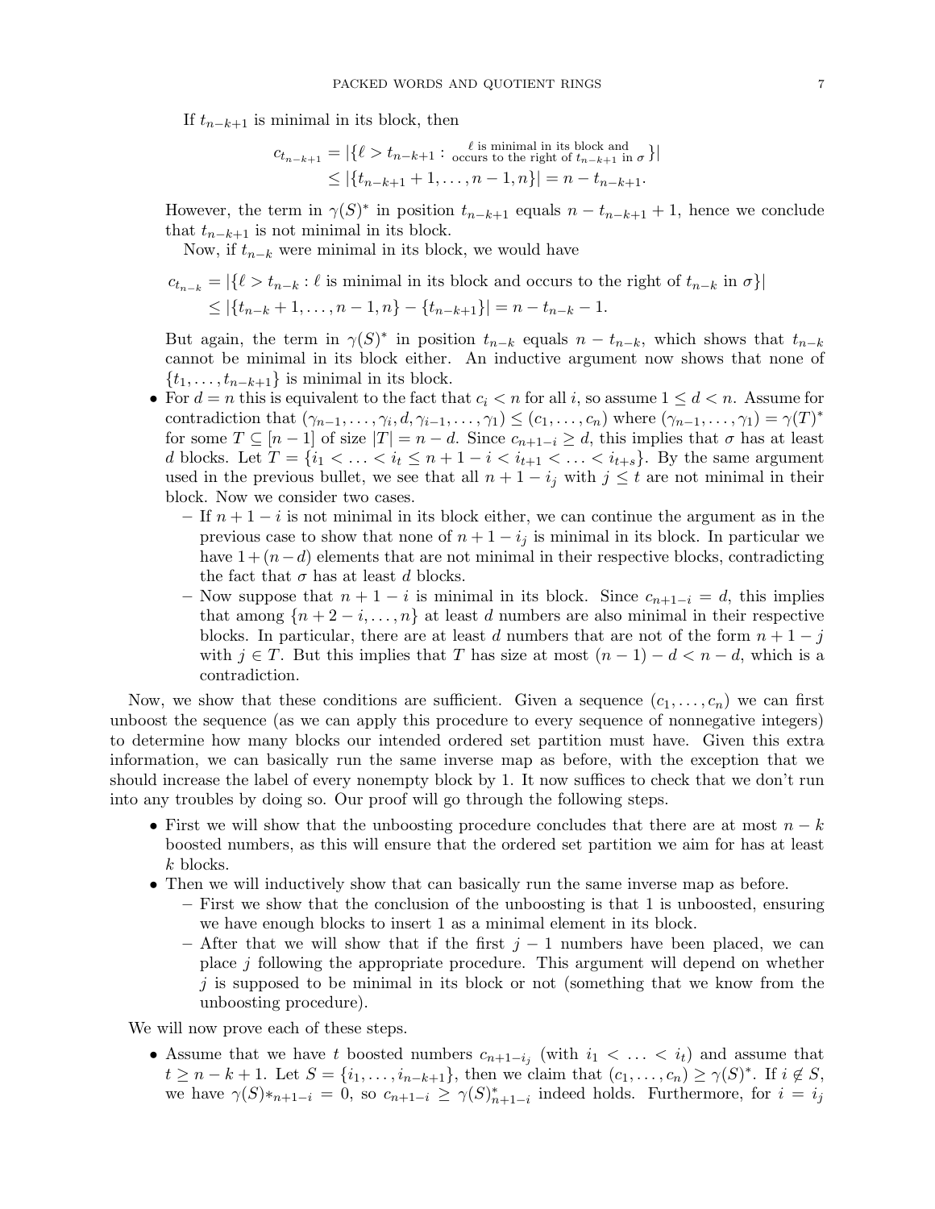If $t_{n-k+1}$ is minimal in its block, then

$$c_{t_{n-k+1}} = |\{\ell > t_{n-k+1} : \substack{\ell \text{ is minimal in its block and} \\ \text{occurs to the right of } t_{n-k+1} \text{ in } \sigma}\}|$$
$$\leq |\{t_{n-k+1}+1, \ldots, n-1, n\}| = n - t_{n-k+1}.$$

However, the term in $\gamma(S)^*$ in position $t_{n-k+1}$ equals $n - t_{n-k+1} + 1$, hence we conclude that $t_{n-k+1}$ is not minimal in its block.

Now, if $t_{n-k}$ were minimal in its block, we would have

$$c_{t_{n-k}} = |\{\ell > t_{n-k} : \ell \text{ is minimal in its block and occurs to the right of } t_{n-k} \text{ in } \sigma\}|$$
$$\leq |\{t_{n-k}+1, \ldots, n-1, n\} - \{t_{n-k+1}\}| = n - t_{n-k} - 1.$$

But again, the term in $\gamma(S)^*$ in position $t_{n-k}$ equals $n - t_{n-k}$, which shows that $t_{n-k}$ cannot be minimal in its block either. An inductive argument now shows that none of $\{t_1, \ldots, t_{n-k+1}\}$ is minimal in its block.

- For $d = n$ this is equivalent to the fact that $c_i < n$ for all $i$, so assume $1 \leq d < n$. Assume for contradiction that $(\gamma_{n-1}, \ldots, \gamma_i, d, \gamma_{i-1}, \ldots, \gamma_1) \leq (c_1, \ldots, c_n)$ where $(\gamma_{n-1}, \ldots, \gamma_1) = \gamma(T)^*$ for some $T \subseteq [n-1]$ of size $|T| = n - d$. Since $c_{n+1-i} \geq d$, this implies that $\sigma$ has at least $d$ blocks. Let $T = \{i_1 < \ldots < i_t \leq n+1-i < i_{t+1} < \ldots < i_{t+s}\}$. By the same argument used in the previous bullet, we see that all $n+1-i_j$ with $j \leq t$ are not minimal in their block. Now we consider two cases.
  - If $n+1-i$ is not minimal in its block either, we can continue the argument as in the previous case to show that none of $n+1-i_j$ is minimal in its block. In particular we have $1+(n-d)$ elements that are not minimal in their respective blocks, contradicting the fact that $\sigma$ has at least $d$ blocks.
  - Now suppose that $n+1-i$ is minimal in its block. Since $c_{n+1-i} = d$, this implies that among $\{n+2-i, \ldots, n\}$ at least $d$ numbers are also minimal in their respective blocks. In particular, there are at least $d$ numbers that are not of the form $n+1-j$ with $j \in T$. But this implies that $T$ has size at most $(n-1) - d < n - d$, which is a contradiction.

Now, we show that these conditions are sufficient. Given a sequence $(c_1, \ldots, c_n)$ we can first unboost the sequence (as we can apply this procedure to every sequence of nonnegative integers) to determine how many blocks our intended ordered set partition must have. Given this extra information, we can basically run the same inverse map as before, with the exception that we should increase the label of every nonempty block by 1. It now suffices to check that we don't run into any troubles by doing so. Our proof will go through the following steps.

- First we will show that the unboosting procedure concludes that there are at most $n - k$ boosted numbers, as this will ensure that the ordered set partition we aim for has at least $k$ blocks.
- Then we will inductively show that can basically run the same inverse map as before.
  - First we show that the conclusion of the unboosting is that 1 is unboosted, ensuring we have enough blocks to insert 1 as a minimal element in its block.
  - After that we will show that if the first $j-1$ numbers have been placed, we can place $j$ following the appropriate procedure. This argument will depend on whether $j$ is supposed to be minimal in its block or not (something that we know from the unboosting procedure).

We will now prove each of these steps.

- Assume that we have $t$ boosted numbers $c_{n+1-i_j}$ (with $i_1 < \ldots < i_t$) and assume that $t \geq n-k+1$. Let $S = \{i_1, \ldots, i_{n-k+1}\}$, then we claim that $(c_1, \ldots, c_n) \geq \gamma(S)^*$. If $i \notin S$, we have $\gamma(S)*_{n+1-i} = 0$, so $c_{n+1-i} \geq \gamma(S)^*_{n+1-i}$ indeed holds. Furthermore, for $i = i_j$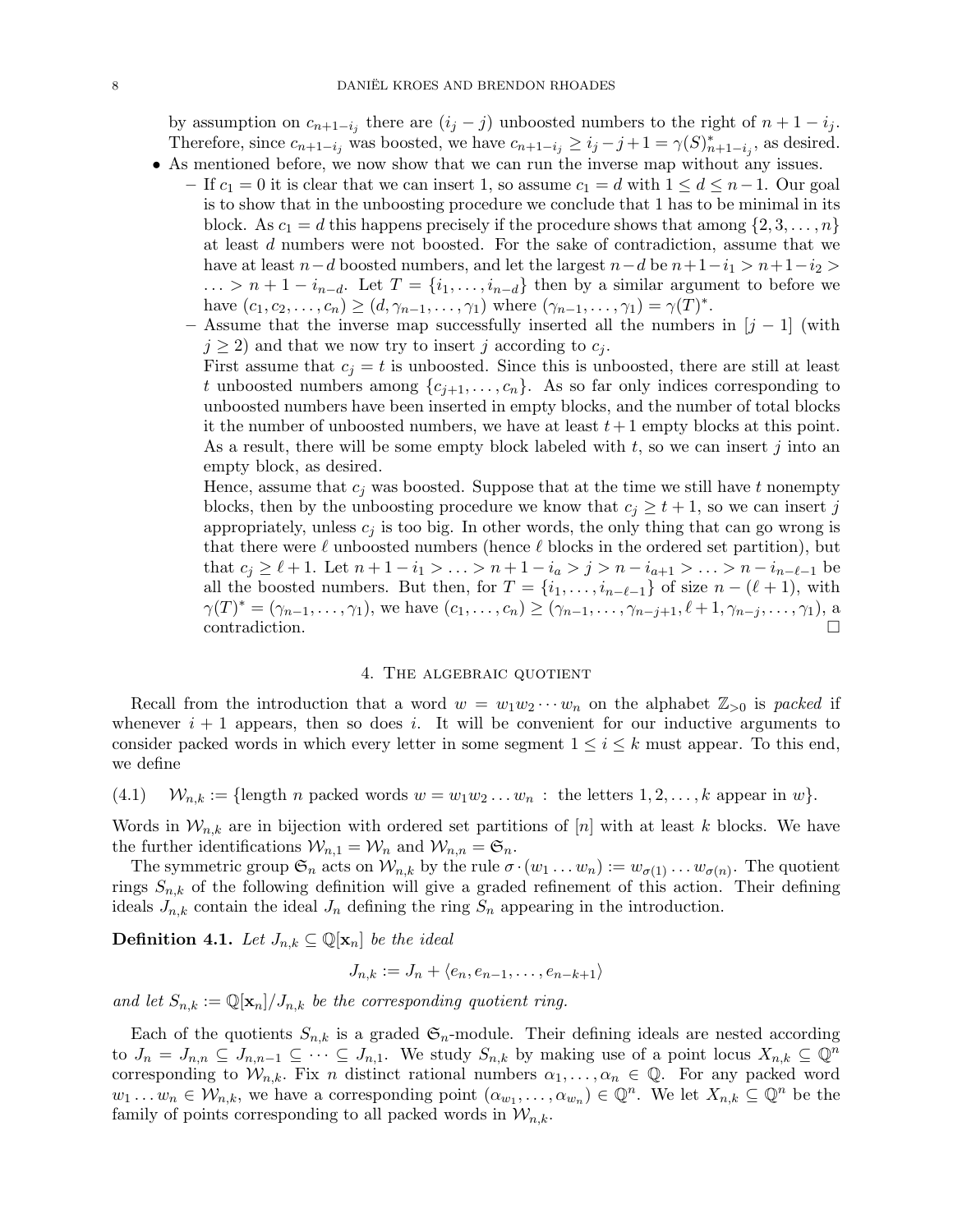by assumption on $c_{n+1-i_j}$ there are $(i_j - j)$ unboosted numbers to the right of $n+1-i_j$. Therefore, since $c_{n+1-i_j}$ was boosted, we have $c_{n+1-i_j} \geq i_j - j + 1 = \gamma(S)^*_{n+1-i_j}$, as desired.

- As mentioned before, we now show that we can run the inverse map without any issues.
  - If $c_1 = 0$ it is clear that we can insert 1, so assume $c_1 = d$ with $1 \leq d \leq n-1$. Our goal is to show that in the unboosting procedure we conclude that 1 has to be minimal in its block. As $c_1 = d$ this happens precisely if the procedure shows that among $\{2, 3, \ldots, n\}$ at least $d$ numbers were not boosted. For the sake of contradiction, assume that we have at least $n-d$ boosted numbers, and let the largest $n-d$ be $n+1-i_1 > n+1-i_2 > \ldots > n+1-i_{n-d}$. Let $T = \{i_1, \ldots, i_{n-d}\}$ then by a similar argument to before we have $(c_1, c_2, \ldots, c_n) \geq (d, \gamma_{n-1}, \ldots, \gamma_1)$ where $(\gamma_{n-1}, \ldots, \gamma_1) = \gamma(T)^*$.
  - Assume that the inverse map successfully inserted all the numbers in $[j-1]$ (with $j \geq 2$) and that we now try to insert $j$ according to $c_j$.

    First assume that $c_j = t$ is unboosted. Since this is unboosted, there are still at least $t$ unboosted numbers among $\{c_{j+1}, \ldots, c_n\}$. As so far only indices corresponding to unboosted numbers have been inserted in empty blocks, and the number of total blocks it the number of unboosted numbers, we have at least $t+1$ empty blocks at this point. As a result, there will be some empty block labeled with $t$, so we can insert $j$ into an empty block, as desired.

    Hence, assume that $c_j$ was boosted. Suppose that at the time we still have $t$ nonempty blocks, then by the unboosting procedure we know that $c_j \geq t+1$, so we can insert $j$ appropriately, unless $c_j$ is too big. In other words, the only thing that can go wrong is that there were $\ell$ unboosted numbers (hence $\ell$ blocks in the ordered set partition), but that $c_j \geq \ell + 1$. Let $n+1-i_1 > \ldots > n+1-i_a > j > n-i_{a+1} > \ldots > n-i_{n-\ell-1}$ be all the boosted numbers. But then, for $T = \{i_1, \ldots, i_{n-\ell-1}\}$ of size $n-(\ell+1)$, with $\gamma(T)^* = (\gamma_{n-1}, \ldots, \gamma_1)$, we have $(c_1, \ldots, c_n) \geq (\gamma_{n-1}, \ldots, \gamma_{n-j+1}, \ell+1, \gamma_{n-j}, \ldots, \gamma_1)$, a contradiction. $\square$

## 4. The algebraic quotient

Recall from the introduction that a word $w = w_1 w_2 \cdots w_n$ on the alphabet $\mathbb{Z}_{>0}$ is *packed* if whenever $i+1$ appears, then so does $i$. It will be convenient for our inductive arguments to consider packed words in which every letter in some segment $1 \leq i \leq k$ must appear. To this end, we define

$$\mathcal{W}_{n,k} := \{\text{length } n \text{ packed words } w = w_1 w_2 \ldots w_n \,:\, \text{the letters } 1, 2, \ldots, k \text{ appear in } w\}. \tag{4.1}$$

Words in $\mathcal{W}_{n,k}$ are in bijection with ordered set partitions of $[n]$ with at least $k$ blocks. We have the further identifications $\mathcal{W}_{n,1} = \mathcal{W}_n$ and $\mathcal{W}_{n,n} = \mathfrak{S}_n$.

The symmetric group $\mathfrak{S}_n$ acts on $\mathcal{W}_{n,k}$ by the rule $\sigma \cdot (w_1 \ldots w_n) := w_{\sigma(1)} \ldots w_{\sigma(n)}$. The quotient rings $S_{n,k}$ of the following definition will give a graded refinement of this action. Their defining ideals $J_{n,k}$ contain the ideal $J_n$ defining the ring $S_n$ appearing in the introduction.

**Definition 4.1.** *Let $J_{n,k} \subseteq \mathbb{Q}[\mathbf{x}_n]$ be the ideal*

$$J_{n,k} := J_n + \langle e_n, e_{n-1}, \ldots, e_{n-k+1} \rangle$$

*and let $S_{n,k} := \mathbb{Q}[\mathbf{x}_n]/J_{n,k}$ be the corresponding quotient ring.*

Each of the quotients $S_{n,k}$ is a graded $\mathfrak{S}_n$-module. Their defining ideals are nested according to $J_n = J_{n,n} \subseteq J_{n,n-1} \subseteq \cdots \subseteq J_{n,1}$. We study $S_{n,k}$ by making use of a point locus $X_{n,k} \subseteq \mathbb{Q}^n$ corresponding to $\mathcal{W}_{n,k}$. Fix $n$ distinct rational numbers $\alpha_1, \ldots, \alpha_n \in \mathbb{Q}$. For any packed word $w_1 \ldots w_n \in \mathcal{W}_{n,k}$, we have a corresponding point $(\alpha_{w_1}, \ldots, \alpha_{w_n}) \in \mathbb{Q}^n$. We let $X_{n,k} \subseteq \mathbb{Q}^n$ be the family of points corresponding to all packed words in $\mathcal{W}_{n,k}$.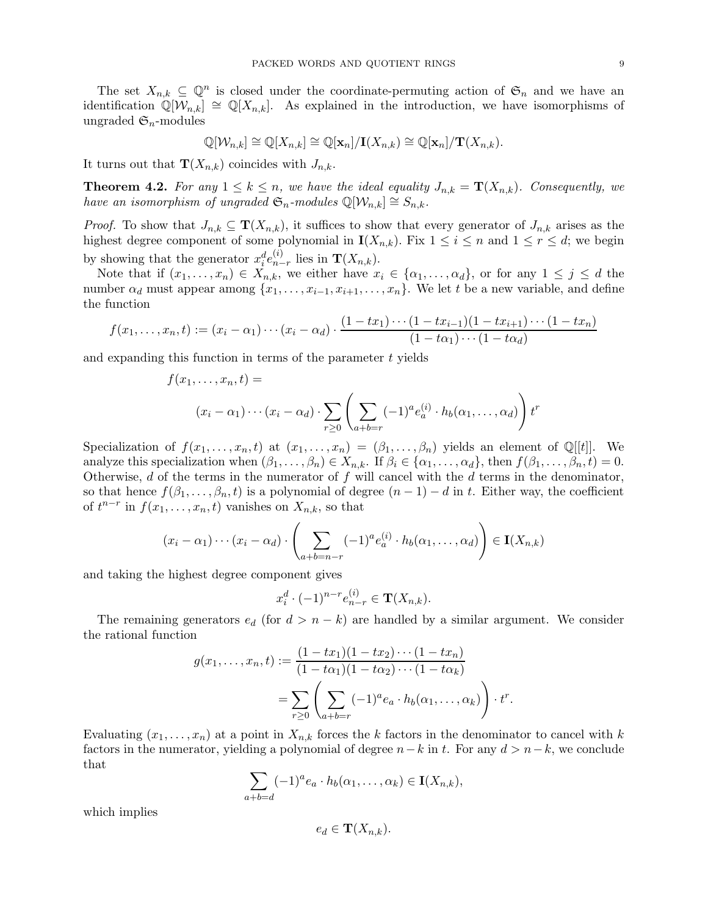The set $X_{n,k} \subseteq \mathbb{Q}^n$ is closed under the coordinate-permuting action of $\mathfrak{S}_n$ and we have an identification $\mathbb{Q}[\mathcal{W}_{n,k}] \cong \mathbb{Q}[X_{n,k}]$. As explained in the introduction, we have isomorphisms of ungraded $\mathfrak{S}_n$-modules

$$\mathbb{Q}[\mathcal{W}_{n,k}] \cong \mathbb{Q}[X_{n,k}] \cong \mathbb{Q}[\mathbf{x}_n]/\mathbf{I}(X_{n,k}) \cong \mathbb{Q}[\mathbf{x}_n]/\mathbf{T}(X_{n,k}).$$

It turns out that $\mathbf{T}(X_{n,k})$ coincides with $J_{n,k}$.

**Theorem 4.2.** *For any $1 \leq k \leq n$, we have the ideal equality $J_{n,k} = \mathbf{T}(X_{n,k})$. Consequently, we have an isomorphism of ungraded $\mathfrak{S}_n$-modules $\mathbb{Q}[\mathcal{W}_{n,k}] \cong S_{n,k}$.*

*Proof.* To show that $J_{n,k} \subseteq \mathbf{T}(X_{n,k})$, it suffices to show that every generator of $J_{n,k}$ arises as the highest degree component of some polynomial in $\mathbf{I}(X_{n,k})$. Fix $1 \leq i \leq n$ and $1 \leq r \leq d$; we begin by showing that the generator $x_i^d e_{n-r}^{(i)}$ lies in $\mathbf{T}(X_{n,k})$.

Note that if $(x_1, \ldots, x_n) \in X_{n,k}$, we either have $x_i \in \{\alpha_1, \ldots, \alpha_d\}$, or for any $1 \leq j \leq d$ the number $\alpha_d$ must appear among $\{x_1, \ldots, x_{i-1}, x_{i+1}, \ldots, x_n\}$. We let $t$ be a new variable, and define the function

$$f(x_1, \ldots, x_n, t) := (x_i - \alpha_1) \cdots (x_i - \alpha_d) \cdot \frac{(1 - tx_1) \cdots (1 - tx_{i-1})(1 - tx_{i+1}) \cdots (1 - tx_n)}{(1 - t\alpha_1) \cdots (1 - t\alpha_d)}$$

and expanding this function in terms of the parameter $t$ yields

$$f(x_1, \ldots, x_n, t) =$$
$$(x_i - \alpha_1) \cdots (x_i - \alpha_d) \cdot \sum_{r \geq 0} \left( \sum_{a+b=r} (-1)^a e_a^{(i)} \cdot h_b(\alpha_1, \ldots, \alpha_d) \right) t^r$$

Specialization of $f(x_1, \ldots, x_n, t)$ at $(x_1, \ldots, x_n) = (\beta_1, \ldots, \beta_n)$ yields an element of $\mathbb{Q}[[t]]$. We analyze this specialization when $(\beta_1, \ldots, \beta_n) \in X_{n,k}$. If $\beta_i \in \{\alpha_1, \ldots, \alpha_d\}$, then $f(\beta_1, \ldots, \beta_n, t) = 0$. Otherwise, $d$ of the terms in the numerator of $f$ will cancel with the $d$ terms in the denominator, so that hence $f(\beta_1, \ldots, \beta_n, t)$ is a polynomial of degree $(n-1) - d$ in $t$. Either way, the coefficient of $t^{n-r}$ in $f(x_1, \ldots, x_n, t)$ vanishes on $X_{n,k}$, so that

$$(x_i - \alpha_1) \cdots (x_i - \alpha_d) \cdot \left( \sum_{a+b=n-r} (-1)^a e_a^{(i)} \cdot h_b(\alpha_1, \ldots, \alpha_d) \right) \in \mathbf{I}(X_{n,k})$$

and taking the highest degree component gives

$$x_i^d \cdot (-1)^{n-r} e_{n-r}^{(i)} \in \mathbf{T}(X_{n,k}).$$

The remaining generators $e_d$ (for $d > n - k$) are handled by a similar argument. We consider the rational function

$$\begin{aligned} g(x_1, \ldots, x_n, t) &:= \frac{(1 - tx_1)(1 - tx_2) \cdots (1 - tx_n)}{(1 - t\alpha_1)(1 - t\alpha_2) \cdots (1 - t\alpha_k)} \\ &= \sum_{r \geq 0} \left( \sum_{a+b=r} (-1)^a e_a \cdot h_b(\alpha_1, \ldots, \alpha_k) \right) \cdot t^r. \end{aligned}$$

Evaluating $(x_1, \ldots, x_n)$ at a point in $X_{n,k}$ forces the $k$ factors in the denominator to cancel with $k$ factors in the numerator, yielding a polynomial of degree $n-k$ in $t$. For any $d > n-k$, we conclude that

$$\sum_{a+b=d} (-1)^a e_a \cdot h_b(\alpha_1, \ldots, \alpha_k) \in \mathbf{I}(X_{n,k}),$$

which implies

$$e_d \in \mathbf{T}(X_{n,k}).$$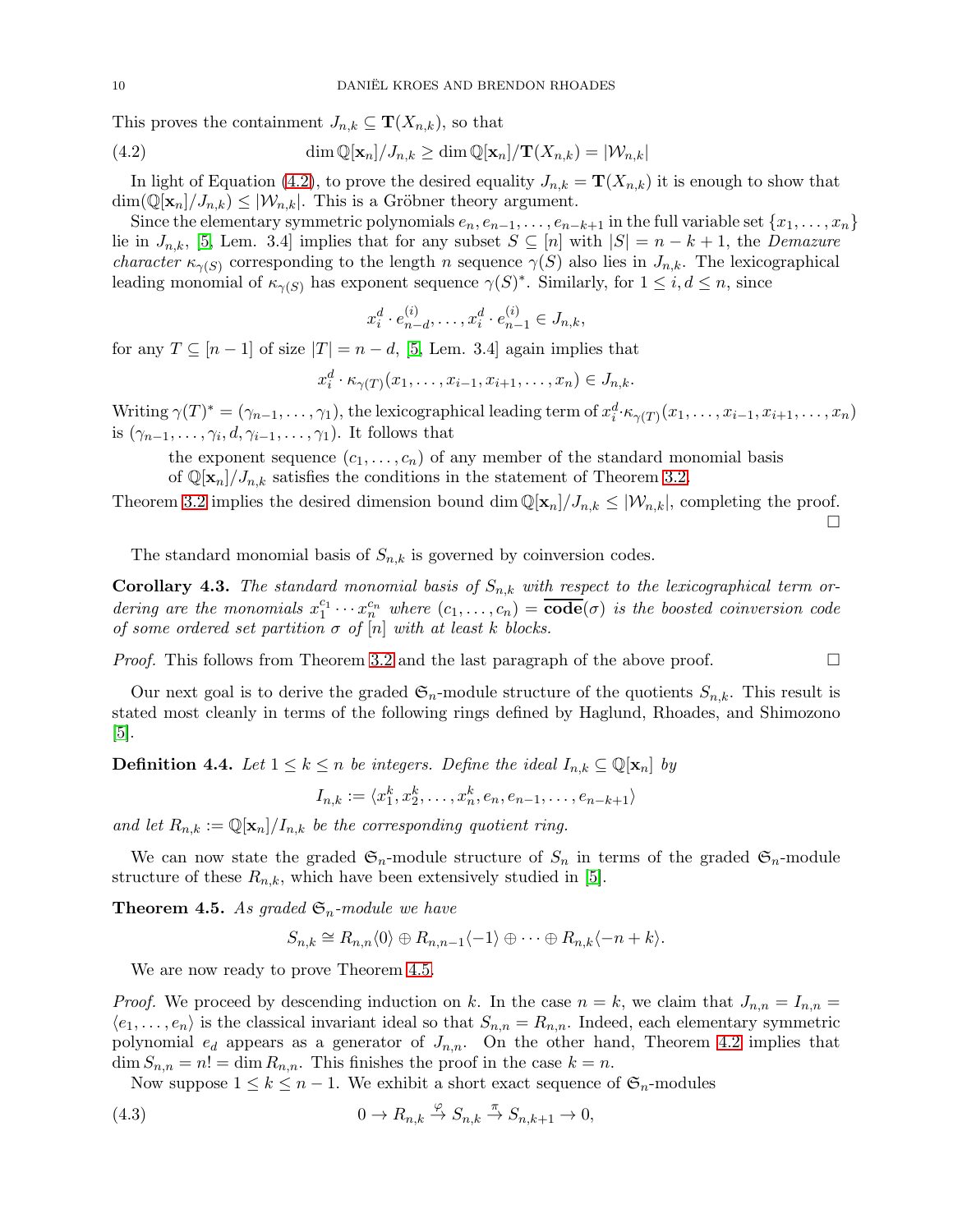This proves the containment $J_{n,k} \subseteq \mathbf{T}(X_{n,k})$, so that

$$\dim \mathbb{Q}[\mathbf{x}_n]/J_{n,k} \geq \dim \mathbb{Q}[\mathbf{x}_n]/\mathbf{T}(X_{n,k}) = |\mathcal{W}_{n,k}| \tag{4.2}$$

In light of Equation (4.2), to prove the desired equality $J_{n,k} = \mathbf{T}(X_{n,k})$ it is enough to show that $\dim(\mathbb{Q}[\mathbf{x}_n]/J_{n,k}) \leq |\mathcal{W}_{n,k}|$. This is a Gröbner theory argument.

Since the elementary symmetric polynomials $e_n, e_{n-1}, \ldots, e_{n-k+1}$ in the full variable set $\{x_1, \ldots, x_n\}$ lie in $J_{n,k}$, [5, Lem. 3.4] implies that for any subset $S \subseteq [n]$ with $|S| = n-k+1$, the *Demazure character* $\kappa_{\gamma(S)}$ corresponding to the length $n$ sequence $\gamma(S)$ also lies in $J_{n,k}$. The lexicographical leading monomial of $\kappa_{\gamma(S)}$ has exponent sequence $\gamma(S)^*$. Similarly, for $1 \leq i, d \leq n$, since

$$x_i^d \cdot e_{n-d}^{(i)}, \ldots, x_i^d \cdot e_{n-1}^{(i)} \in J_{n,k},$$

for any $T \subseteq [n-1]$ of size $|T| = n-d$, [5, Lem. 3.4] again implies that

$$x_i^d \cdot \kappa_{\gamma(T)}(x_1, \ldots, x_{i-1}, x_{i+1}, \ldots, x_n) \in J_{n,k}.$$

Writing $\gamma(T)^* = (\gamma_{n-1}, \ldots, \gamma_1)$, the lexicographical leading term of $x_i^d \cdot \kappa_{\gamma(T)}(x_1, \ldots, x_{i-1}, x_{i+1}, \ldots, x_n)$ is $(\gamma_{n-1}, \ldots, \gamma_i, d, \gamma_{i-1}, \ldots, \gamma_1)$. It follows that

> the exponent sequence $(c_1, \ldots, c_n)$ of any member of the standard monomial basis of $\mathbb{Q}[\mathbf{x}_n]/J_{n,k}$ satisfies the conditions in the statement of Theorem 3.2.

Theorem 3.2 implies the desired dimension bound $\dim \mathbb{Q}[\mathbf{x}_n]/J_{n,k} \leq |\mathcal{W}_{n,k}|$, completing the proof. □

The standard monomial basis of $S_{n,k}$ is governed by coinversion codes.

**Corollary 4.3.** *The standard monomial basis of $S_{n,k}$ with respect to the lexicographical term ordering are the monomials $x_1^{c_1} \cdots x_n^{c_n}$ where $(c_1, \ldots, c_n) = \overline{\mathbf{code}}(\sigma)$ is the boosted coinversion code of some ordered set partition $\sigma$ of $[n]$ with at least $k$ blocks.*

*Proof.* This follows from Theorem 3.2 and the last paragraph of the above proof. □

Our next goal is to derive the graded $\mathfrak{S}_n$-module structure of the quotients $S_{n,k}$. This result is stated most cleanly in terms of the following rings defined by Haglund, Rhoades, and Shimozono [5].

**Definition 4.4.** *Let $1 \leq k \leq n$ be integers. Define the ideal $I_{n,k} \subseteq \mathbb{Q}[\mathbf{x}_n]$ by*

$$I_{n,k} := \langle x_1^k, x_2^k, \ldots, x_n^k, e_n, e_{n-1}, \ldots, e_{n-k+1} \rangle$$

*and let $R_{n,k} := \mathbb{Q}[\mathbf{x}_n]/I_{n,k}$ be the corresponding quotient ring.*

We can now state the graded $\mathfrak{S}_n$-module structure of $S_n$ in terms of the graded $\mathfrak{S}_n$-module structure of these $R_{n,k}$, which have been extensively studied in [5].

**Theorem 4.5.** *As graded $\mathfrak{S}_n$-module we have*

$$S_{n,k} \cong R_{n,n}\langle 0 \rangle \oplus R_{n,n-1}\langle -1 \rangle \oplus \cdots \oplus R_{n,k}\langle -n+k \rangle.$$

We are now ready to prove Theorem 4.5.

*Proof.* We proceed by descending induction on $k$. In the case $n = k$, we claim that $J_{n,n} = I_{n,n} = \langle e_1, \ldots, e_n \rangle$ is the classical invariant ideal so that $S_{n,n} = R_{n,n}$. Indeed, each elementary symmetric polynomial $e_d$ appears as a generator of $J_{n,n}$. On the other hand, Theorem 4.2 implies that $\dim S_{n,n} = n! = \dim R_{n,n}$. This finishes the proof in the case $k = n$.

Now suppose $1 \leq k \leq n-1$. We exhibit a short exact sequence of $\mathfrak{S}_n$-modules

$$0 \to R_{n,k} \xrightarrow{\varphi} S_{n,k} \xrightarrow{\pi} S_{n,k+1} \to 0, \tag{4.3}$$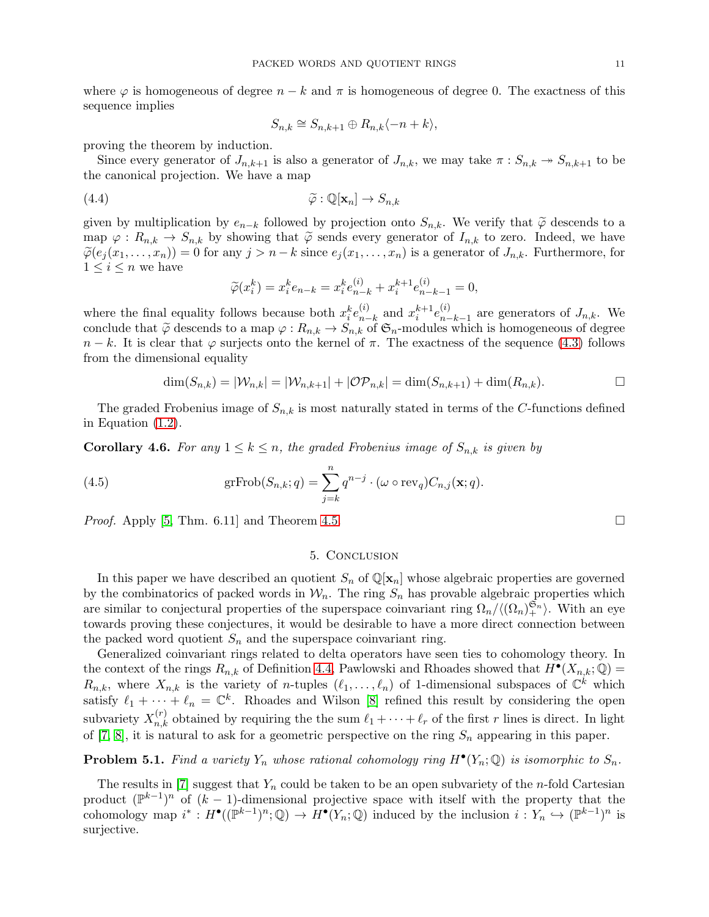where $\varphi$ is homogeneous of degree $n-k$ and $\pi$ is homogeneous of degree 0. The exactness of this sequence implies

$$S_{n,k} \cong S_{n,k+1} \oplus R_{n,k}\langle -n+k \rangle,$$

proving the theorem by induction.

Since every generator of $J_{n,k+1}$ is also a generator of $J_{n,k}$, we may take $\pi : S_{n,k} \twoheadrightarrow S_{n,k+1}$ to be the canonical projection. We have a map

$$\widetilde{\varphi} : \mathbb{Q}[\mathbf{x}_n] \to S_{n,k} \tag{4.4}$$

given by multiplication by $e_{n-k}$ followed by projection onto $S_{n,k}$. We verify that $\widetilde{\varphi}$ descends to a map $\varphi : R_{n,k} \to S_{n,k}$ by showing that $\widetilde{\varphi}$ sends every generator of $I_{n,k}$ to zero. Indeed, we have $\widetilde{\varphi}(e_j(x_1, \ldots, x_n)) = 0$ for any $j > n-k$ since $e_j(x_1, \ldots, x_n)$ is a generator of $J_{n,k}$. Furthermore, for $1 \leq i \leq n$ we have

$$\widetilde{\varphi}(x_i^k) = x_i^k e_{n-k} = x_i^k e_{n-k}^{(i)} + x_i^{k+1} e_{n-k-1}^{(i)} = 0,$$

where the final equality follows because both $x_i^k e_{n-k}^{(i)}$ and $x_i^{k+1} e_{n-k-1}^{(i)}$ are generators of $J_{n,k}$. We conclude that $\widetilde{\varphi}$ descends to a map $\varphi : R_{n,k} \to S_{n,k}$ of $\mathfrak{S}_n$-modules which is homogeneous of degree $n-k$. It is clear that $\varphi$ surjects onto the kernel of $\pi$. The exactness of the sequence (4.3) follows from the dimensional equality

$$\dim(S_{n,k}) = |\mathcal{W}_{n,k}| = |\mathcal{W}_{n,k+1}| + |\mathcal{OP}_{n,k}| = \dim(S_{n,k+1}) + \dim(R_{n,k}). \qquad \square$$

The graded Frobenius image of $S_{n,k}$ is most naturally stated in terms of the $C$-functions defined in Equation (1.2).

**Corollary 4.6.** *For any $1 \leq k \leq n$, the graded Frobenius image of $S_{n,k}$ is given by*

$$\mathrm{grFrob}(S_{n,k}; q) = \sum_{j=k}^{n} q^{n-j} \cdot (\omega \circ \mathrm{rev}_q) C_{n,j}(\mathbf{x}; q). \tag{4.5}$$

*Proof.* Apply [5, Thm. 6.11] and Theorem 4.5. $\square$

## 5. Conclusion

In this paper we have described an quotient $S_n$ of $\mathbb{Q}[\mathbf{x}_n]$ whose algebraic properties are governed by the combinatorics of packed words in $\mathcal{W}_n$. The ring $S_n$ has provable algebraic properties which are similar to conjectural properties of the superspace coinvariant ring $\Omega_n / \langle (\Omega_n)_+^{\mathfrak{S}_n} \rangle$. With an eye towards proving these conjectures, it would be desirable to have a more direct connection between the packed word quotient $S_n$ and the superspace coinvariant ring.

Generalized coinvariant rings related to delta operators have seen ties to cohomology theory. In the context of the rings $R_{n,k}$ of Definition 4.4, Pawlowski and Rhoades showed that $H^\bullet(X_{n,k}; \mathbb{Q}) = R_{n,k}$, where $X_{n,k}$ is the variety of $n$-tuples $(\ell_1, \ldots, \ell_n)$ of 1-dimensional subspaces of $\mathbb{C}^k$ which satisfy $\ell_1 + \cdots + \ell_n = \mathbb{C}^k$. Rhoades and Wilson [8] refined this result by considering the open subvariety $X_{n,k}^{(r)}$ obtained by requiring the the sum $\ell_1 + \cdots + \ell_r$ of the first $r$ lines is direct. In light of [7, 8], it is natural to ask for a geometric perspective on the ring $S_n$ appearing in this paper.

**Problem 5.1.** *Find a variety $Y_n$ whose rational cohomology ring $H^\bullet(Y_n; \mathbb{Q})$ is isomorphic to $S_n$.*

The results in [7] suggest that $Y_n$ could be taken to be an open subvariety of the $n$-fold Cartesian product $(\mathbb{P}^{k-1})^n$ of $(k-1)$-dimensional projective space with itself with the property that the cohomology map $i^* : H^\bullet((\mathbb{P}^{k-1})^n; \mathbb{Q}) \to H^\bullet(Y_n; \mathbb{Q})$ induced by the inclusion $i : Y_n \hookrightarrow (\mathbb{P}^{k-1})^n$ is surjective.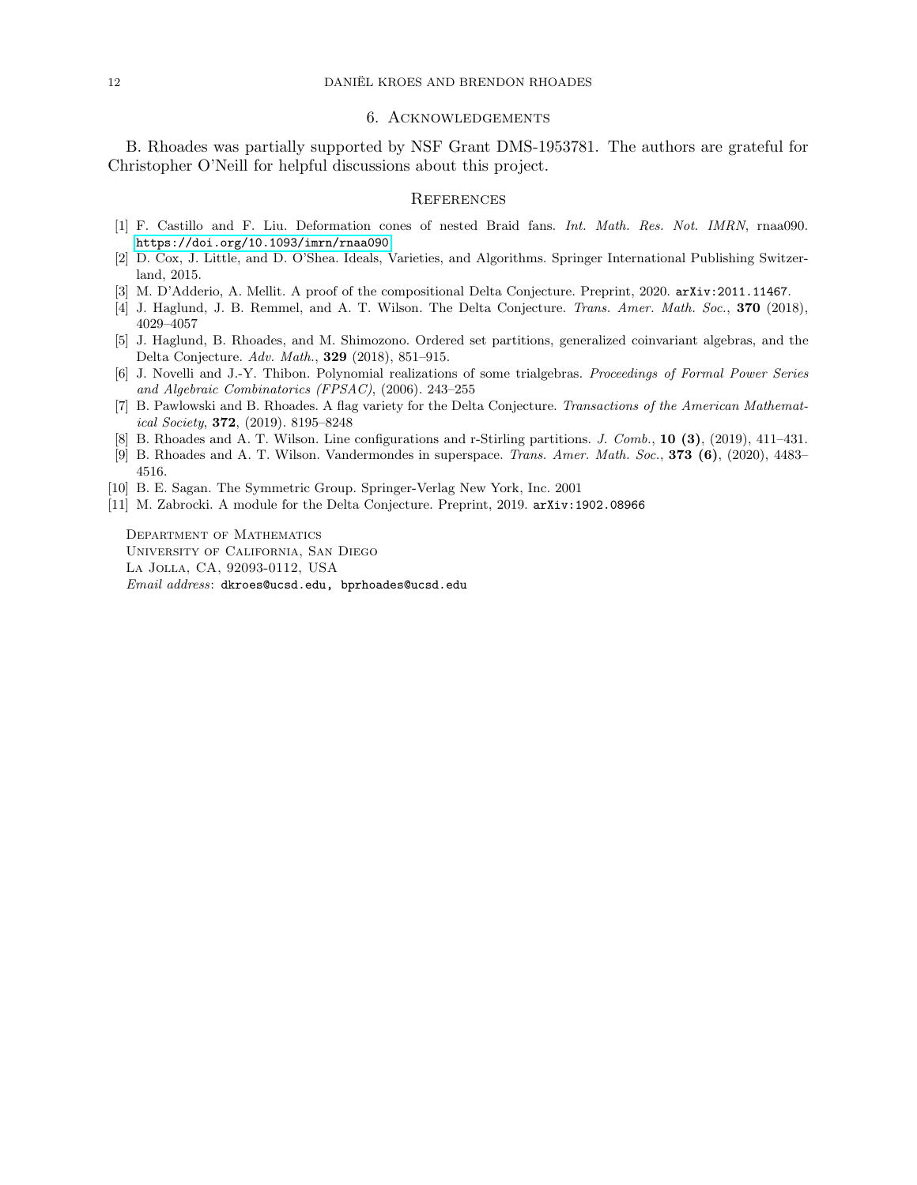## 6. Acknowledgements

B. Rhoades was partially supported by NSF Grant DMS-1953781. The authors are grateful for Christopher O'Neill for helpful discussions about this project.

## References

[1] F. Castillo and F. Liu. Deformation cones of nested Braid fans. *Int. Math. Res. Not. IMRN*, rnaa090. https://doi.org/10.1093/imrn/rnaa090

[2] D. Cox, J. Little, and D. O'Shea. Ideals, Varieties, and Algorithms. Springer International Publishing Switzerland, 2015.

[3] M. D'Adderio, A. Mellit. A proof of the compositional Delta Conjecture. Preprint, 2020. arXiv:2011.11467.

[4] J. Haglund, J. B. Remmel, and A. T. Wilson. The Delta Conjecture. *Trans. Amer. Math. Soc.*, **370** (2018), 4029–4057

[5] J. Haglund, B. Rhoades, and M. Shimozono. Ordered set partitions, generalized coinvariant algebras, and the Delta Conjecture. *Adv. Math.*, **329** (2018), 851–915.

[6] J. Novelli and J.-Y. Thibon. Polynomial realizations of some trialgebras. *Proceedings of Formal Power Series and Algebraic Combinatorics (FPSAC)*, (2006). 243–255

[7] B. Pawlowski and B. Rhoades. A flag variety for the Delta Conjecture. *Transactions of the American Mathematical Society*, **372**, (2019). 8195–8248

[8] B. Rhoades and A. T. Wilson. Line configurations and r-Stirling partitions. *J. Comb.*, **10 (3)**, (2019), 411–431.

[9] B. Rhoades and A. T. Wilson. Vandermondes in superspace. *Trans. Amer. Math. Soc.*, **373 (6)**, (2020), 4483–4516.

[10] B. E. Sagan. The Symmetric Group. Springer-Verlag New York, Inc. 2001

[11] M. Zabrocki. A module for the Delta Conjecture. Preprint, 2019. arXiv:1902.08966

Department of Mathematics
University of California, San Diego
La Jolla, CA, 92093-0112, USA
*Email address*: dkroes@ucsd.edu, bprhoades@ucsd.edu